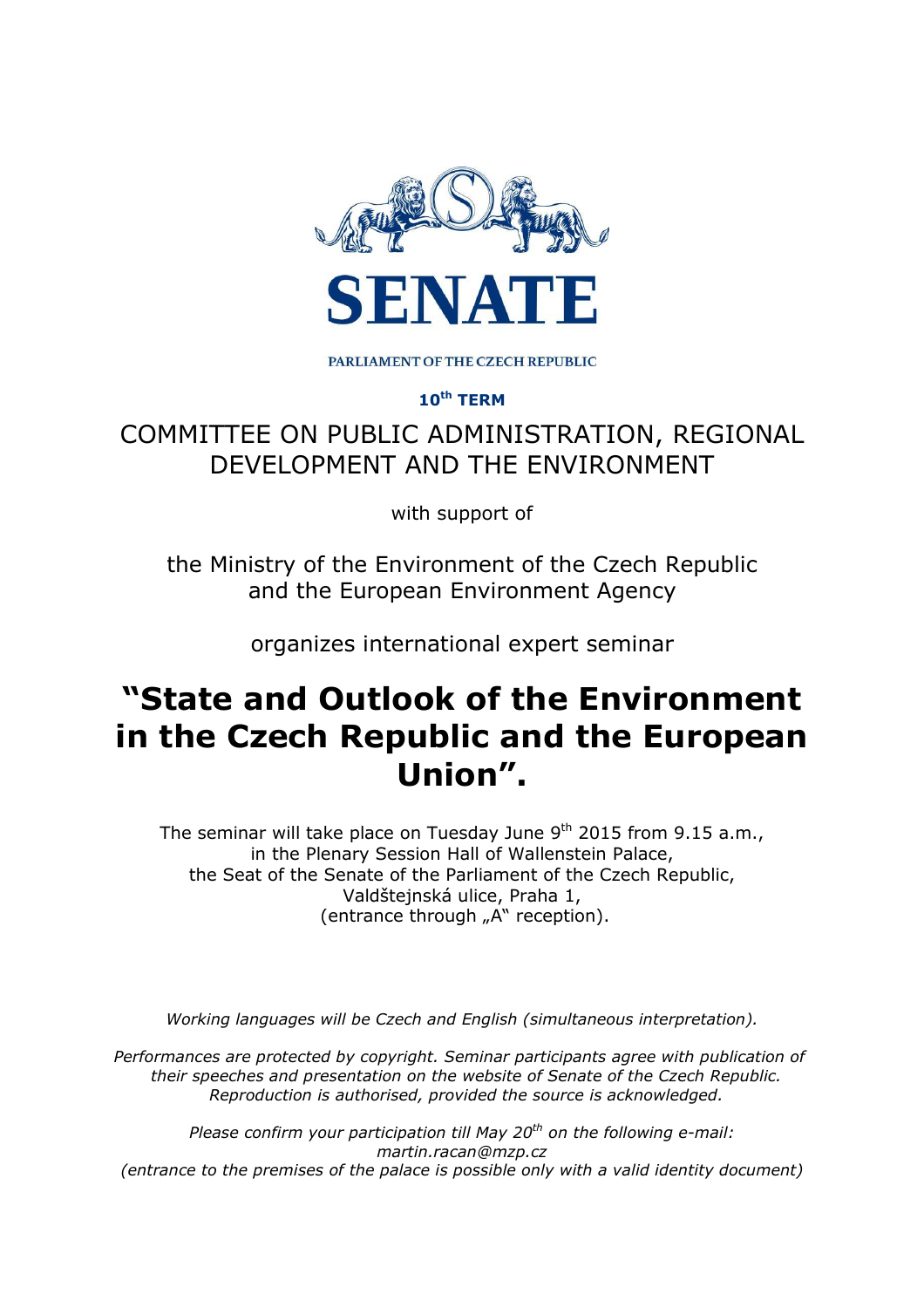# SENATE

PARLIAMENT OF THE CZECH REPUBLIC

**10th TERM**

COMMITTEE ON PUBLIC ADMINISTRATION, REGIONAL DEVELOPMENT AND THE ENVIRONMENT

with support of

the Ministry of the Environment of the Czech Republic and the European Environment Agency

organizes international expert seminar

# "State and Outlook of the Environment in the Czech Republic and the European Union".

The seminar will take place on Tuesday June 9th 2015 from 9.15 a.m., in the Plenary Session Hall of Wallenstein Palace, the Seat of the Senate of the Parliament of the Czech Republic, Valdštejnská ulice, Praha 1, (entrance through „A" reception).

*Working languages will be Czech and English (simultaneous interpretation).*

*Performances are protected by copyright. Seminar participants agree with publication of their speeches and presentation on the website of Senate of the Czech Republic. Reproduction is authorised, provided the source is acknowledged.*

*Please confirm your participation till May 20th on the following e-mail: martin.racan@mzp.cz (entrance to the premises of the palace is possible only with a valid identity document)*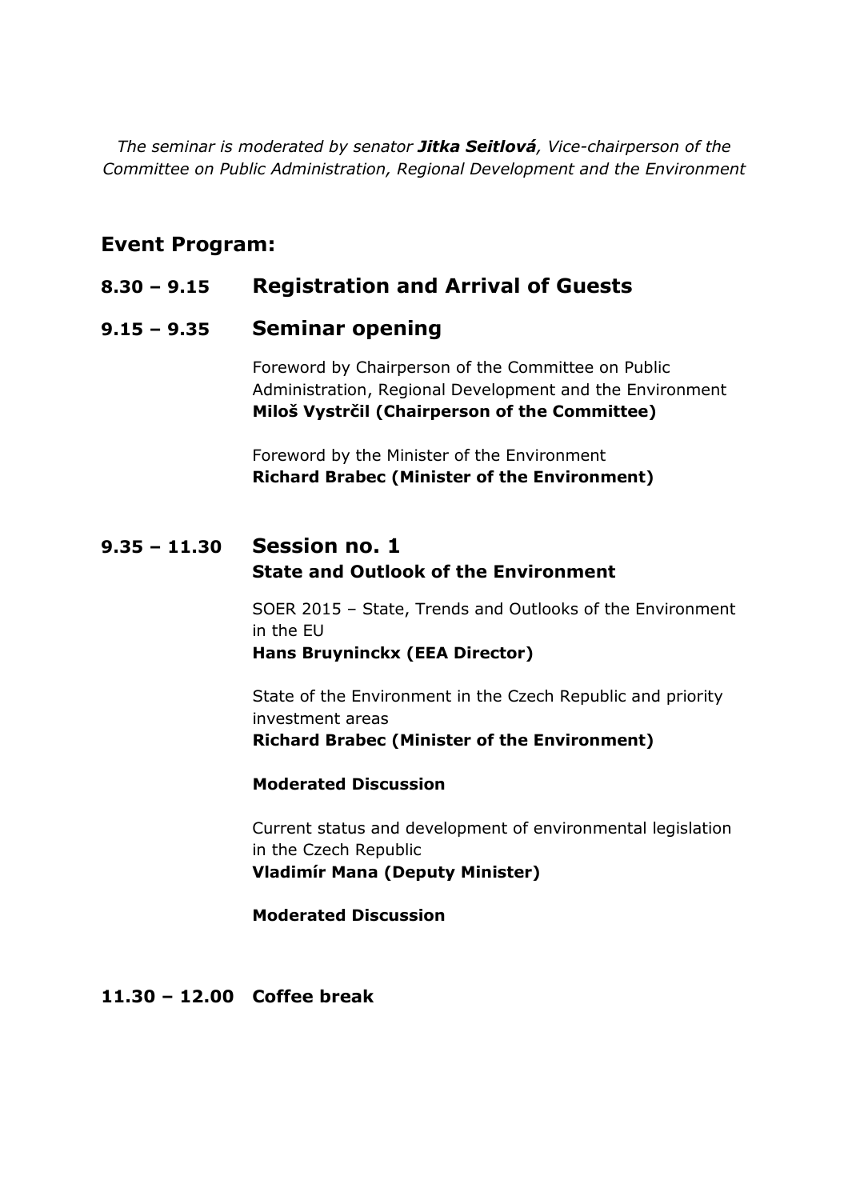*The seminar is moderated by senator **Jitka Seitlová**, Vice-chairperson of the Committee on Public Administration, Regional Development and the Environment*

## Event Program:

### 8.30 – 9.15 Registration and Arrival of Guests

### 9.15 – 9.35 Seminar opening

Foreword by Chairperson of the Committee on Public Administration, Regional Development and the Environment
**Miloš Vystrčil (Chairperson of the Committee)**

Foreword by the Minister of the Environment
**Richard Brabec (Minister of the Environment)**

### 9.35 – 11.30 Session no. 1
**State and Outlook of the Environment**

SOER 2015 – State, Trends and Outlooks of the Environment in the EU
**Hans Bruyninckx (EEA Director)**

State of the Environment in the Czech Republic and priority investment areas
**Richard Brabec (Minister of the Environment)**

**Moderated Discussion**

Current status and development of environmental legislation in the Czech Republic
**Vladimír Mana (Deputy Minister)**

**Moderated Discussion**

**11.30 – 12.00 Coffee break**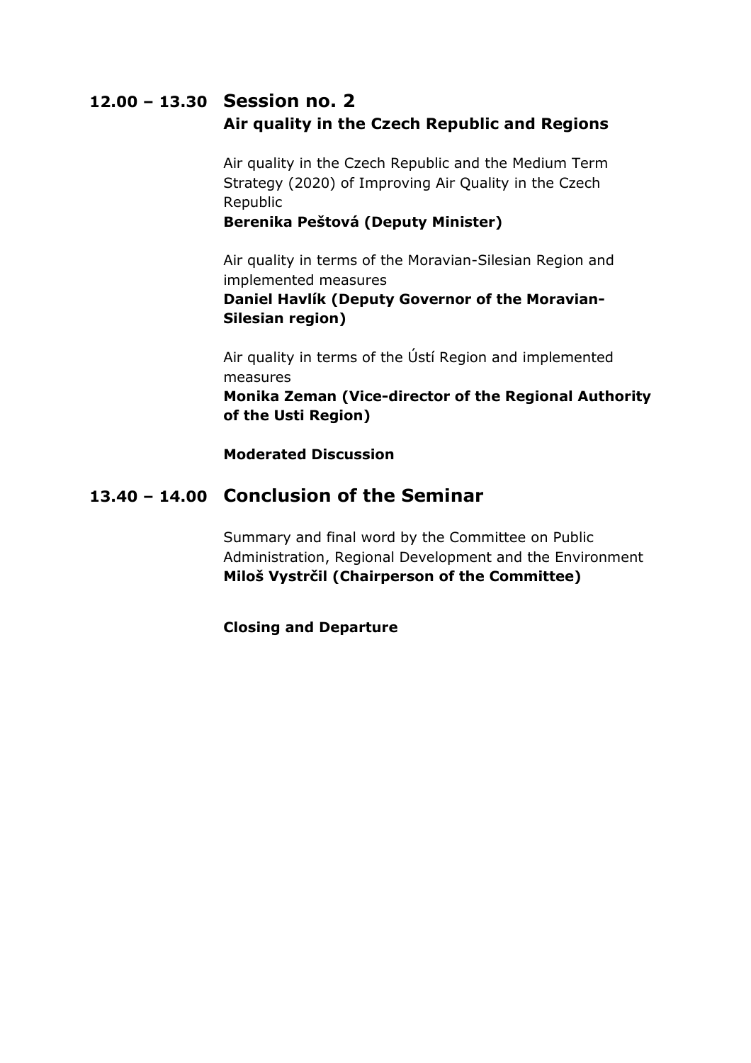## 12.00 – 13.30 Session no. 2

### Air quality in the Czech Republic and Regions

Air quality in the Czech Republic and the Medium Term Strategy (2020) of Improving Air Quality in the Czech Republic
**Berenika Peštová (Deputy Minister)**

Air quality in terms of the Moravian-Silesian Region and implemented measures
**Daniel Havlík (Deputy Governor of the Moravian-Silesian region)**

Air quality in terms of the Ústí Region and implemented measures
**Monika Zeman (Vice-director of the Regional Authority of the Usti Region)**

**Moderated Discussion**

## 13.40 – 14.00 Conclusion of the Seminar

Summary and final word by the Committee on Public Administration, Regional Development and the Environment
**Miloš Vystrčil (Chairperson of the Committee)**

**Closing and Departure**